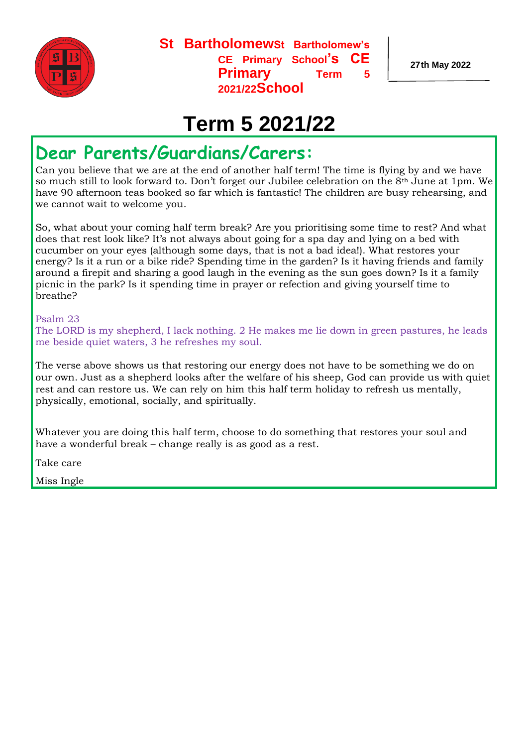St Bartholomew's CE Primary School Term 5 2021/22

27th May 2022

# Term 5 2021/22

## Dear Parents/Guardians/Carers:

Can you believe that we are at the end of another half term! The time is flying by and we have so much still to look forward to. Don't forget our Jubilee celebration on the 8th June at 1pm. We have 90 afternoon teas booked so far which is fantastic! The children are busy rehearsing, and we cannot wait to welcome you.

So, what about your coming half term break? Are you prioritising some time to rest? And what does that rest look like? It's not always about going for a spa day and lying on a bed with cucumber on your eyes (although some days, that is not a bad idea!). What restores your energy? Is it a run or a bike ride? Spending time in the garden? Is it having friends and family around a firepit and sharing a good laugh in the evening as the sun goes down? Is it a family picnic in the park? Is it spending time in prayer or refection and giving yourself time to breathe?

Psalm 23
The LORD is my shepherd, I lack nothing. 2 He makes me lie down in green pastures, he leads me beside quiet waters, 3 he refreshes my soul.

The verse above shows us that restoring our energy does not have to be something we do on our own. Just as a shepherd looks after the welfare of his sheep, God can provide us with quiet rest and can restore us. We can rely on him this half term holiday to refresh us mentally, physically, emotional, socially, and spiritually.

Whatever you are doing this half term, choose to do something that restores your soul and have a wonderful break – change really is as good as a rest.

Take care

Miss Ingle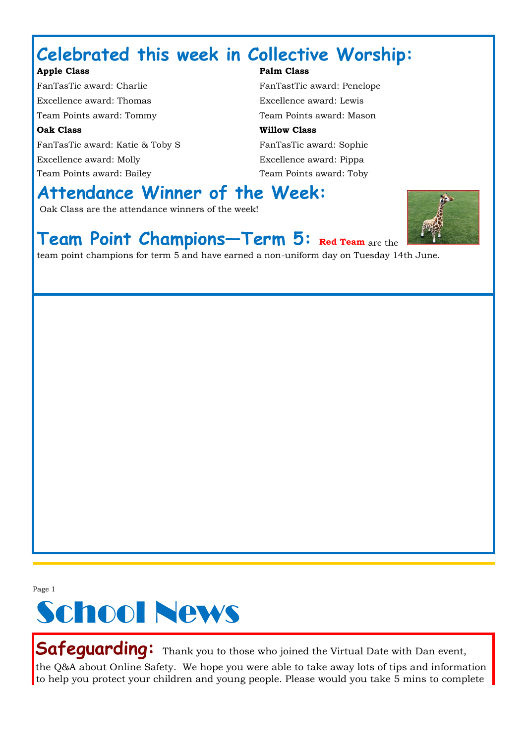# Celebrated this week in Collective Worship:

**Apple Class**

FanTasTic award: Charlie

Excellence award: Thomas

Team Points award: Tommy

**Oak Class**

FanTasTic award: Katie & Toby S

Excellence award: Molly

Team Points award: Bailey

**Palm Class**

FanTastTic award: Penelope

Excellence award: Lewis

Team Points award: Mason

**Willow Class**

FanTasTic award: Sophie

Excellence award: Pippa

Team Points award: Toby

# Attendance Winner of the Week:

Oak Class are the attendance winners of the week!

# Team Point Champions—Term 5:

**Red Team** are the team point champions for term 5 and have earned a non-uniform day on Tuesday 14th June.

# School News

## Safeguarding:

Thank you to those who joined the Virtual Date with Dan event, the Q&A about Online Safety. We hope you were able to take away lots of tips and information to help you protect your children and young people. Please would you take 5 mins to complete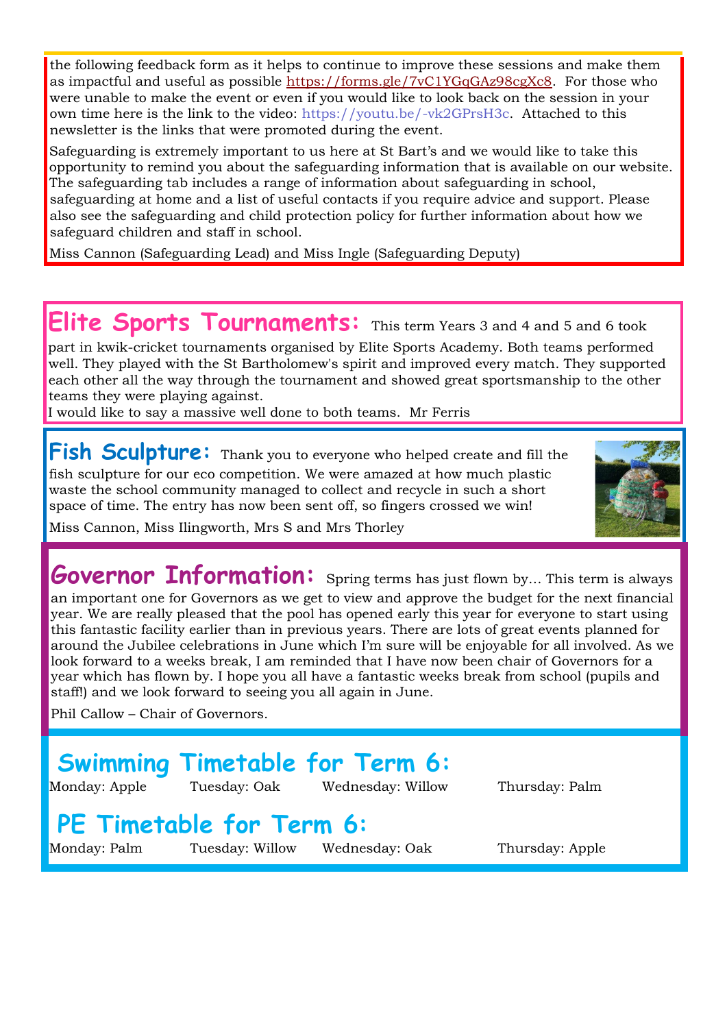the following feedback form as it helps to continue to improve these sessions and make them as impactful and useful as possible https://forms.gle/7vC1YGqGAz98cgXc8. For those who were unable to make the event or even if you would like to look back on the session in your own time here is the link to the video: https://youtu.be/-vk2GPrsH3c. Attached to this newsletter is the links that were promoted during the event.

Safeguarding is extremely important to us here at St Bart's and we would like to take this opportunity to remind you about the safeguarding information that is available on our website. The safeguarding tab includes a range of information about safeguarding in school, safeguarding at home and a list of useful contacts if you require advice and support. Please also see the safeguarding and child protection policy for further information about how we safeguard children and staff in school.

Miss Cannon (Safeguarding Lead) and Miss Ingle (Safeguarding Deputy)

## Elite Sports Tournaments:

This term Years 3 and 4 and 5 and 6 took part in kwik-cricket tournaments organised by Elite Sports Academy. Both teams performed well. They played with the St Bartholomew's spirit and improved every match. They supported each other all the way through the tournament and showed great sportsmanship to the other teams they were playing against.

I would like to say a massive well done to both teams. Mr Ferris

## Fish Sculpture:

Thank you to everyone who helped create and fill the fish sculpture for our eco competition. We were amazed at how much plastic waste the school community managed to collect and recycle in such a short space of time. The entry has now been sent off, so fingers crossed we win!

Miss Cannon, Miss Ilingworth, Mrs S and Mrs Thorley

## Governor Information:

Spring terms has just flown by… This term is always an important one for Governors as we get to view and approve the budget for the next financial year. We are really pleased that the pool has opened early this year for everyone to start using this fantastic facility earlier than in previous years. There are lots of great events planned for around the Jubilee celebrations in June which I'm sure will be enjoyable for all involved. As we look forward to a weeks break, I am reminded that I have now been chair of Governors for a year which has flown by. I hope you all have a fantastic weeks break from school (pupils and staff!) and we look forward to seeing you all again in June.

Phil Callow – Chair of Governors.

## Swimming Timetable for Term 6:

| Monday | Tuesday | Wednesday | Thursday |
| --- | --- | --- | --- |
| Apple | Oak | Willow | Palm |

## PE Timetable for Term 6:

| Monday | Tuesday | Wednesday | Thursday |
| --- | --- | --- | --- |
| Palm | Willow | Oak | Apple |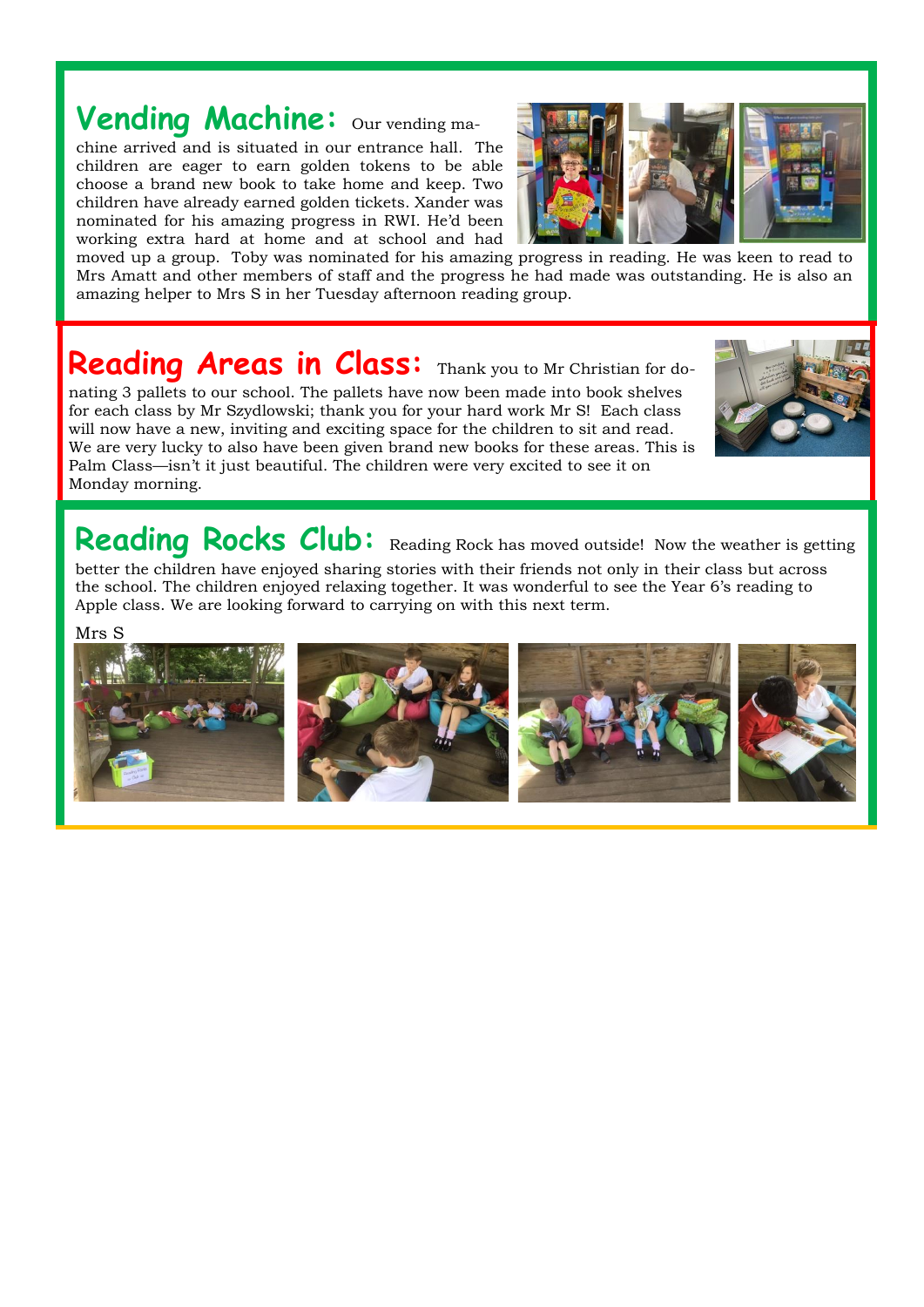## Vending Machine:

Our vending machine arrived and is situated in our entrance hall. The children are eager to earn golden tokens to be able choose a brand new book to take home and keep. Two children have already earned golden tickets. Xander was nominated for his amazing progress in RWI. He'd been working extra hard at home and at school and had moved up a group. Toby was nominated for his amazing progress in reading. He was keen to read to Mrs Amatt and other members of staff and the progress he had made was outstanding. He is also an amazing helper to Mrs S in her Tuesday afternoon reading group.

## Reading Areas in Class:

Thank you to Mr Christian for donating 3 pallets to our school. The pallets have now been made into book shelves for each class by Mr Szydlowski; thank you for your hard work Mr S! Each class will now have a new, inviting and exciting space for the children to sit and read. We are very lucky to also have been given brand new books for these areas. This is Palm Class—isn't it just beautiful. The children were very excited to see it on Monday morning.

## Reading Rocks Club:

Reading Rock has moved outside! Now the weather is getting better the children have enjoyed sharing stories with their friends not only in their class but across the school. The children enjoyed relaxing together. It was wonderful to see the Year 6's reading to Apple class. We are looking forward to carrying on with this next term.

Mrs S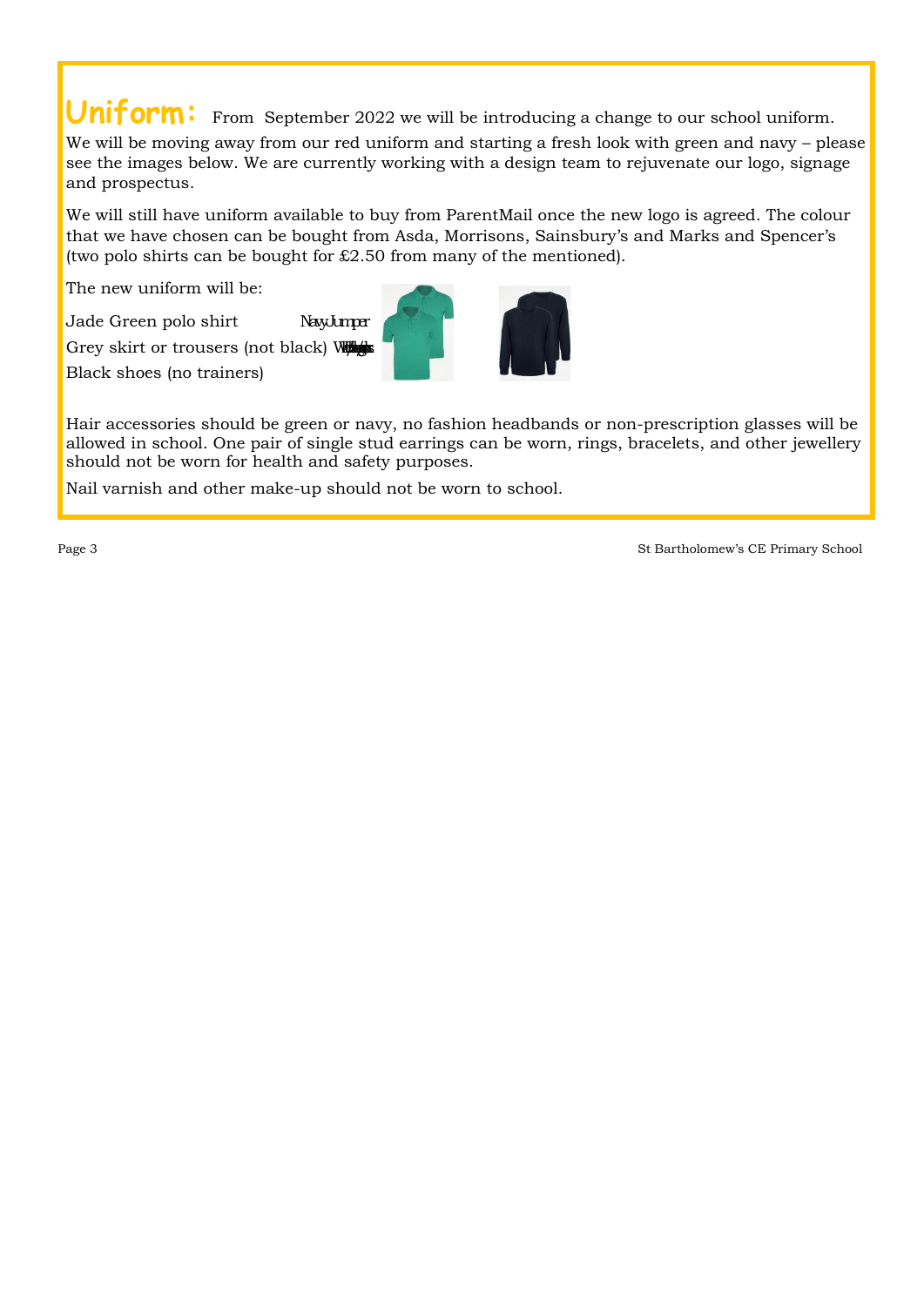## Uniform:

From September 2022 we will be introducing a change to our school uniform. We will be moving away from our red uniform and starting a fresh look with green and navy – please see the images below. We are currently working with a design team to rejuvenate our logo, signage and prospectus.

We will still have uniform available to buy from ParentMail once the new logo is agreed. The colour that we have chosen can be bought from Asda, Morrisons, Sainsbury's and Marks and Spencer's (two polo shirts can be bought for £2.50 from many of the mentioned).

The new uniform will be:

Jade Green polo shirt  
Navy Jumper  
Grey skirt or trousers (not black)  
White/grey socks/tights  
Black shoes (no trainers)

Hair accessories should be green or navy, no fashion headbands or non-prescription glasses will be allowed in school. One pair of single stud earrings can be worn, rings, bracelets, and other jewellery should not be worn for health and safety purposes.

Nail varnish and other make-up should not be worn to school.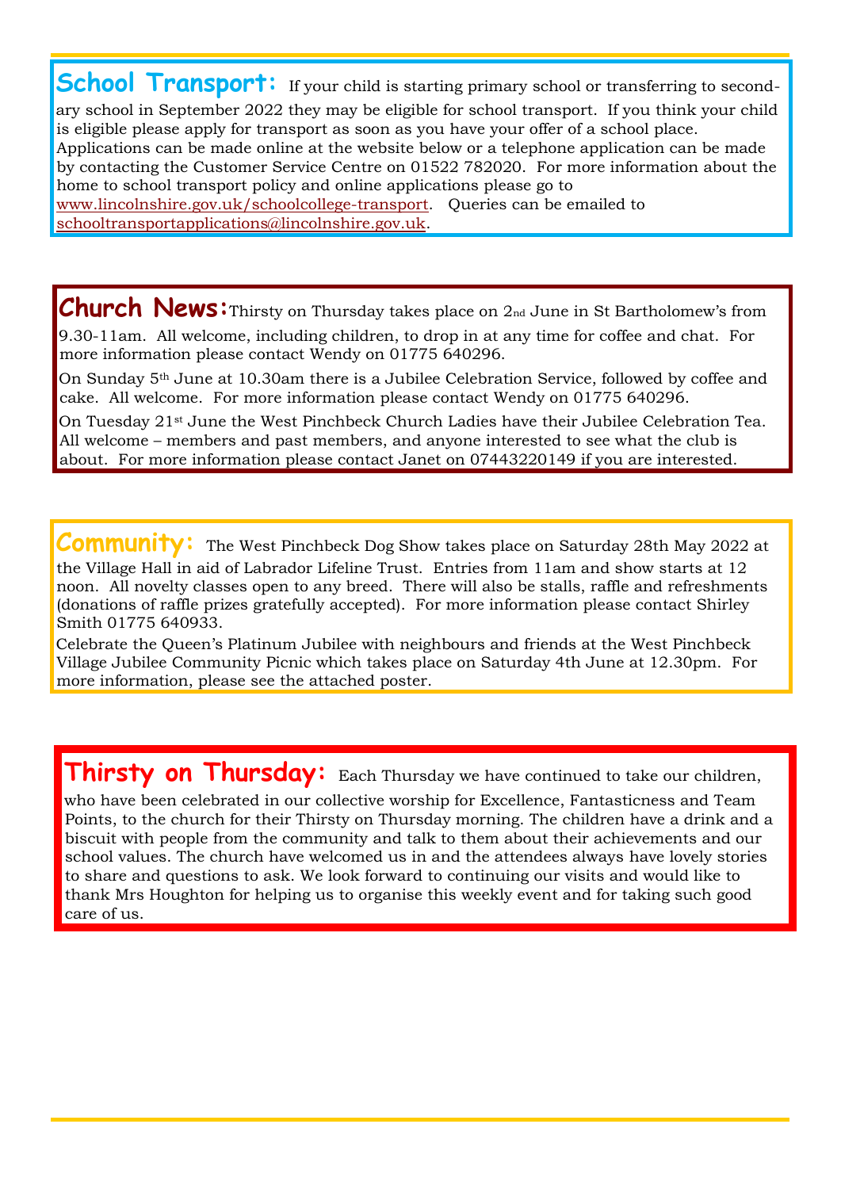**School Transport:** If your child is starting primary school or transferring to secondary school in September 2022 they may be eligible for school transport. If you think your child is eligible please apply for transport as soon as you have your offer of a school place. Applications can be made online at the website below or a telephone application can be made by contacting the Customer Service Centre on 01522 782020. For more information about the home to school transport policy and online applications please go to www.lincolnshire.gov.uk/schoolcollege-transport. Queries can be emailed to schooltransportapplications@lincolnshire.gov.uk.

**Church News:** Thirsty on Thursday takes place on 2nd June in St Bartholomew's from 9.30-11am. All welcome, including children, to drop in at any time for coffee and chat. For more information please contact Wendy on 01775 640296.

On Sunday 5th June at 10.30am there is a Jubilee Celebration Service, followed by coffee and cake. All welcome. For more information please contact Wendy on 01775 640296.

On Tuesday 21st June the West Pinchbeck Church Ladies have their Jubilee Celebration Tea. All welcome – members and past members, and anyone interested to see what the club is about. For more information please contact Janet on 07443220149 if you are interested.

**Community:** The West Pinchbeck Dog Show takes place on Saturday 28th May 2022 at the Village Hall in aid of Labrador Lifeline Trust. Entries from 11am and show starts at 12 noon. All novelty classes open to any breed. There will also be stalls, raffle and refreshments (donations of raffle prizes gratefully accepted). For more information please contact Shirley Smith 01775 640933.

Celebrate the Queen's Platinum Jubilee with neighbours and friends at the West Pinchbeck Village Jubilee Community Picnic which takes place on Saturday 4th June at 12.30pm. For more information, please see the attached poster.

**Thirsty on Thursday:** Each Thursday we have continued to take our children, who have been celebrated in our collective worship for Excellence, Fantasticness and Team Points, to the church for their Thirsty on Thursday morning. The children have a drink and a biscuit with people from the community and talk to them about their achievements and our school values. The church have welcomed us in and the attendees always have lovely stories to share and questions to ask. We look forward to continuing our visits and would like to thank Mrs Houghton for helping us to organise this weekly event and for taking such good care of us.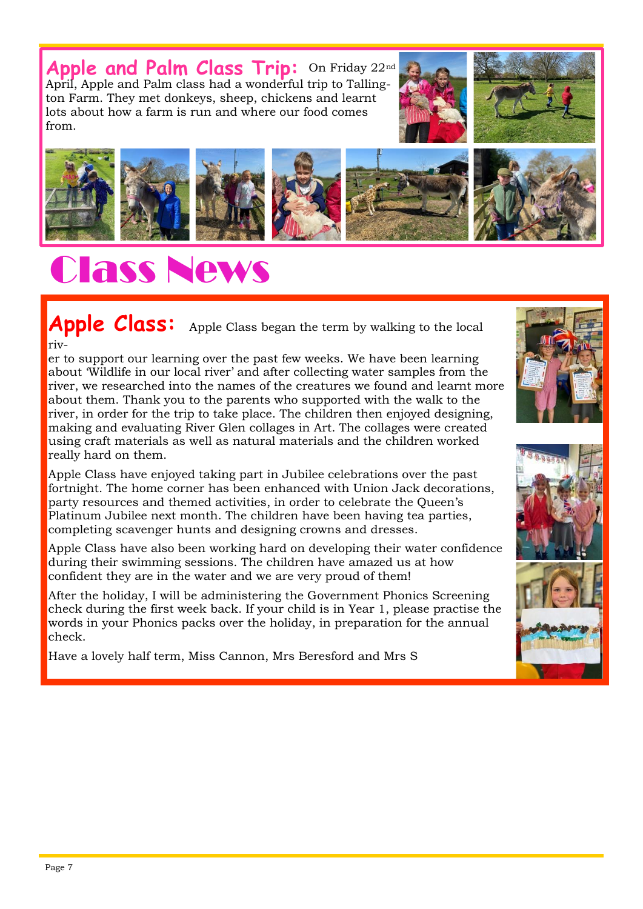## Apple and Palm Class Trip:

On Friday 22nd April, Apple and Palm class had a wonderful trip to Tallington Farm. They met donkeys, sheep, chickens and learnt lots about how a farm is run and where our food comes from.

# Class News

## Apple Class:

Apple Class began the term by walking to the local river to support our learning over the past few weeks. We have been learning about 'Wildlife in our local river' and after collecting water samples from the river, we researched into the names of the creatures we found and learnt more about them. Thank you to the parents who supported with the walk to the river, in order for the trip to take place. The children then enjoyed designing, making and evaluating River Glen collages in Art. The collages were created using craft materials as well as natural materials and the children worked really hard on them.

Apple Class have enjoyed taking part in Jubilee celebrations over the past fortnight. The home corner has been enhanced with Union Jack decorations, party resources and themed activities, in order to celebrate the Queen's Platinum Jubilee next month. The children have been having tea parties, completing scavenger hunts and designing crowns and dresses.

Apple Class have also been working hard on developing their water confidence during their swimming sessions. The children have amazed us at how confident they are in the water and we are very proud of them!

After the holiday, I will be administering the Government Phonics Screening check during the first week back. If your child is in Year 1, please practise the words in your Phonics packs over the holiday, in preparation for the annual check.

Have a lovely half term, Miss Cannon, Mrs Beresford and Mrs S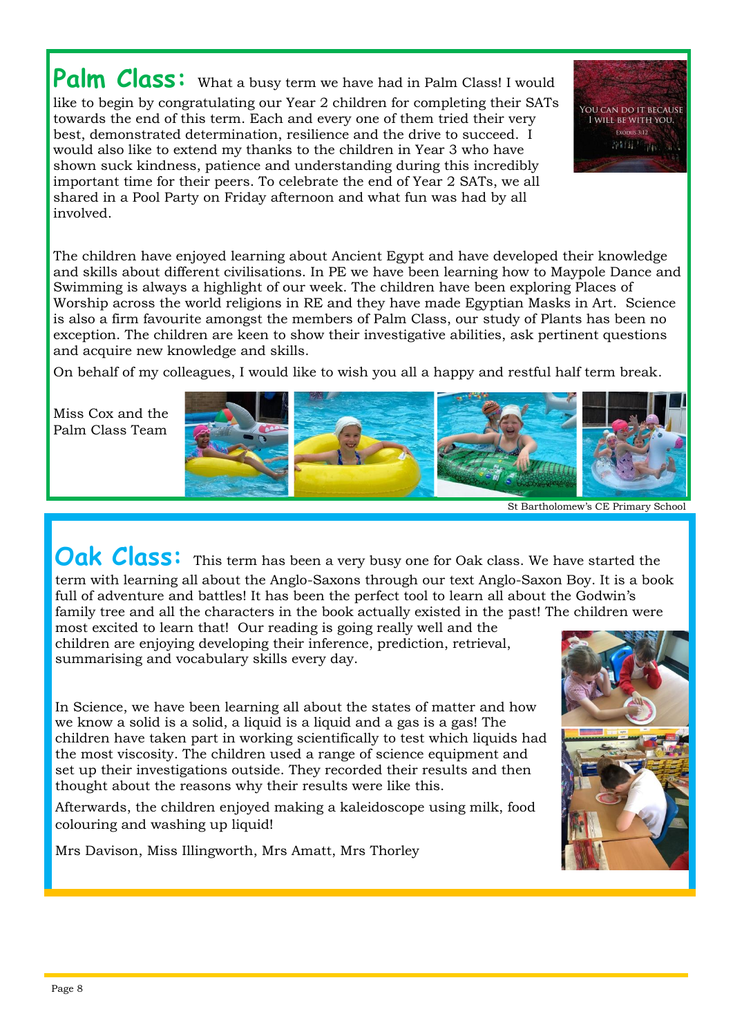## Palm Class:

What a busy term we have had in Palm Class! I would like to begin by congratulating our Year 2 children for completing their SATs towards the end of this term. Each and every one of them tried their very best, demonstrated determination, resilience and the drive to succeed. I would also like to extend my thanks to the children in Year 3 who have shown suck kindness, patience and understanding during this incredibly important time for their peers. To celebrate the end of Year 2 SATs, we all shared in a Pool Party on Friday afternoon and what fun was had by all involved.

The children have enjoyed learning about Ancient Egypt and have developed their knowledge and skills about different civilisations. In PE we have been learning how to Maypole Dance and Swimming is always a highlight of our week. The children have been exploring Places of Worship across the world religions in RE and they have made Egyptian Masks in Art. Science is also a firm favourite amongst the members of Palm Class, our study of Plants has been no exception. The children are keen to show their investigative abilities, ask pertinent questions and acquire new knowledge and skills.

On behalf of my colleagues, I would like to wish you all a happy and restful half term break.

Miss Cox and the Palm Class Team

## Oak Class:

This term has been a very busy one for Oak class. We have started the term with learning all about the Anglo-Saxons through our text Anglo-Saxon Boy. It is a book full of adventure and battles! It has been the perfect tool to learn all about the Godwin's family tree and all the characters in the book actually existed in the past! The children were most excited to learn that! Our reading is going really well and the children are enjoying developing their inference, prediction, retrieval, summarising and vocabulary skills every day.

In Science, we have been learning all about the states of matter and how we know a solid is a solid, a liquid is a liquid and a gas is a gas! The children have taken part in working scientifically to test which liquids had the most viscosity. The children used a range of science equipment and set up their investigations outside. They recorded their results and then thought about the reasons why their results were like this.

Afterwards, the children enjoyed making a kaleidoscope using milk, food colouring and washing up liquid!

Mrs Davison, Miss Illingworth, Mrs Amatt, Mrs Thorley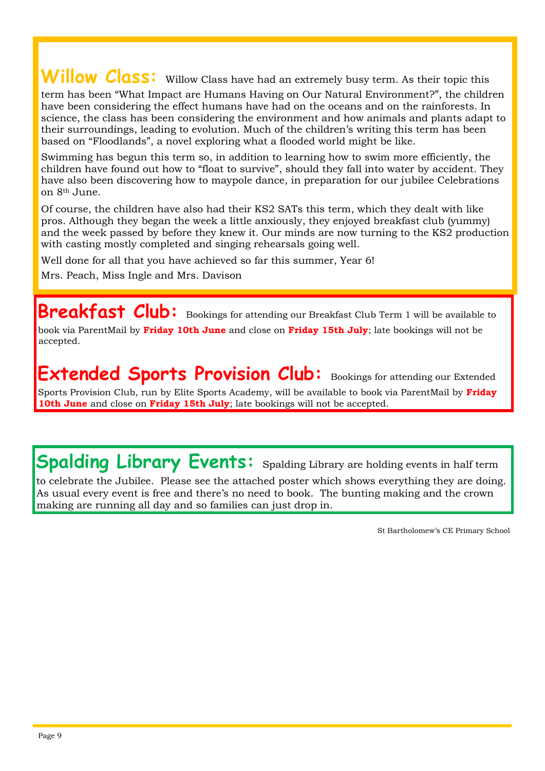## Willow Class:

Willow Class have had an extremely busy term. As their topic this term has been "What Impact are Humans Having on Our Natural Environment?", the children have been considering the effect humans have had on the oceans and on the rainforests. In science, the class has been considering the environment and how animals and plants adapt to their surroundings, leading to evolution. Much of the children's writing this term has been based on "Floodlands", a novel exploring what a flooded world might be like.

Swimming has begun this term so, in addition to learning how to swim more efficiently, the children have found out how to "float to survive", should they fall into water by accident. They have also been discovering how to maypole dance, in preparation for our jubilee Celebrations on 8th June.

Of course, the children have also had their KS2 SATs this term, which they dealt with like pros. Although they began the week a little anxiously, they enjoyed breakfast club (yummy) and the week passed by before they knew it. Our minds are now turning to the KS2 production with casting mostly completed and singing rehearsals going well.

Well done for all that you have achieved so far this summer, Year 6!

Mrs. Peach, Miss Ingle and Mrs. Davison

## Breakfast Club:

Bookings for attending our Breakfast Club Term 1 will be available to book via ParentMail by **Friday 10th June** and close on **Friday 15th July**; late bookings will not be accepted.

## Extended Sports Provision Club:

Bookings for attending our Extended Sports Provision Club, run by Elite Sports Academy, will be available to book via ParentMail by **Friday 10th June** and close on **Friday 15th July**; late bookings will not be accepted.

## Spalding Library Events:

Spalding Library are holding events in half term to celebrate the Jubilee. Please see the attached poster which shows everything they are doing. As usual every event is free and there's no need to book. The bunting making and the crown making are running all day and so families can just drop in.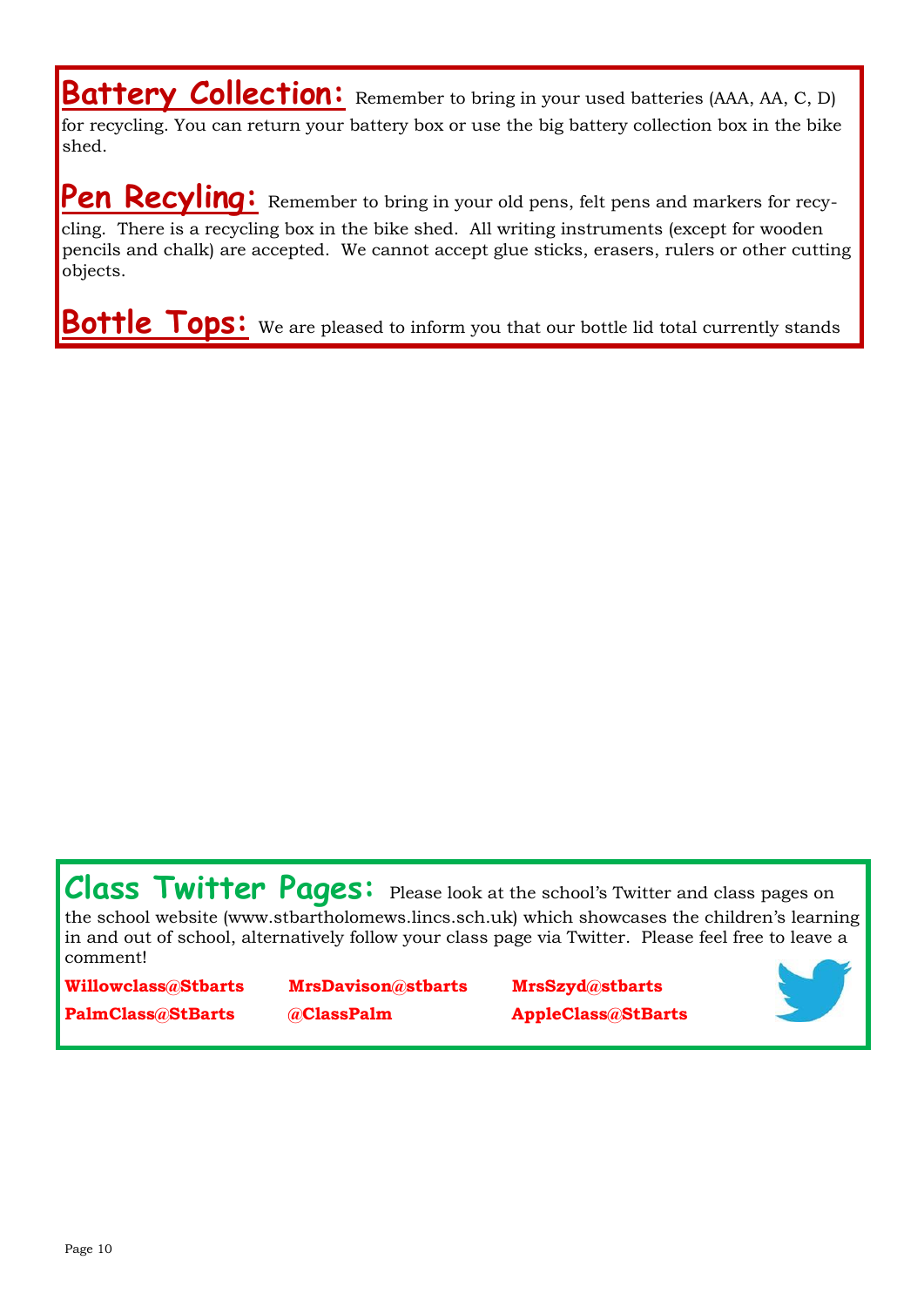## Battery Collection:

Remember to bring in your used batteries (AAA, AA, C, D) for recycling. You can return your battery box or use the big battery collection box in the bike shed.

## Pen Recyling:

Remember to bring in your old pens, felt pens and markers for recycling. There is a recycling box in the bike shed. All writing instruments (except for wooden pencils and chalk) are accepted. We cannot accept glue sticks, erasers, rulers or other cutting objects.

## Bottle Tops:

We are pleased to inform you that our bottle lid total currently stands

## Class Twitter Pages:

Please look at the school's Twitter and class pages on the school website (www.stbartholomews.lincs.sch.uk) which showcases the children's learning in and out of school, alternatively follow your class page via Twitter. Please feel free to leave a comment!

**Willowclass@Stbarts**
**MrsDavison@stbarts**
**MrsSzyd@stbarts**
**PalmClass@StBarts**
**@ClassPalm**
**AppleClass@StBarts**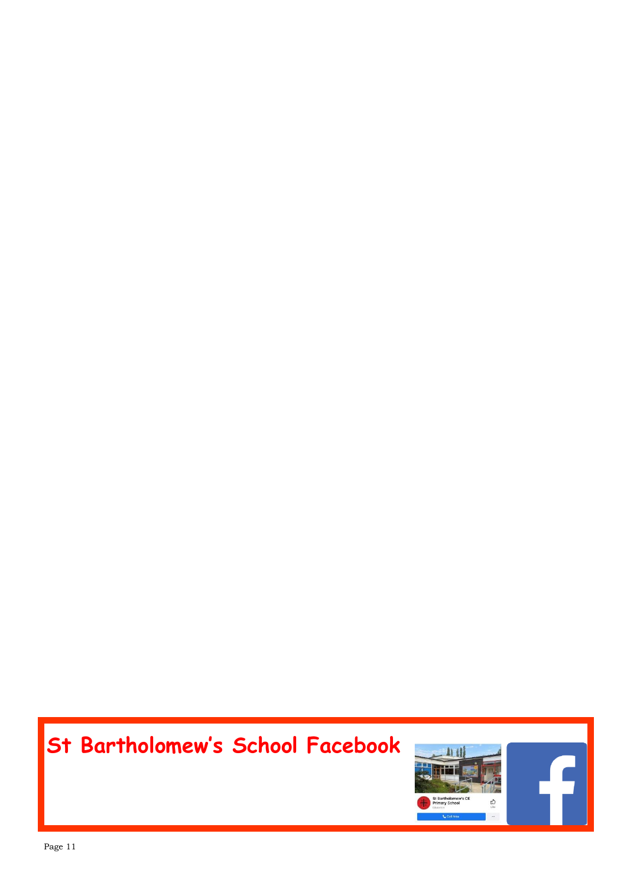# St Bartholomew's School Facebook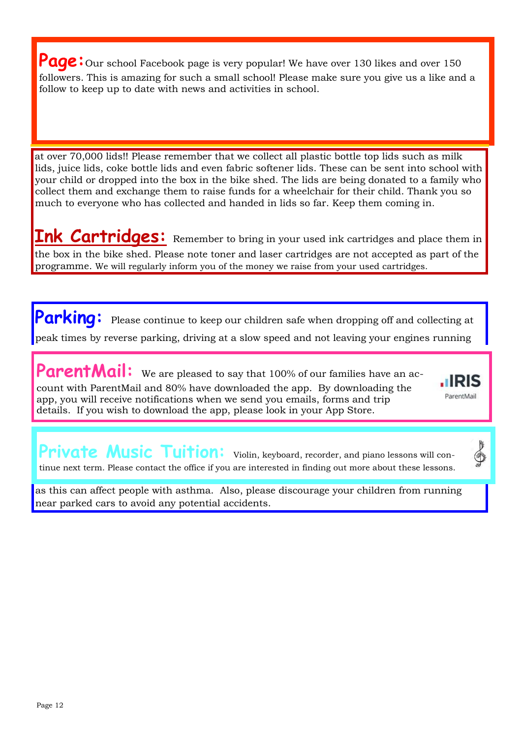**Page:** Our school Facebook page is very popular! We have over 130 likes and over 150 followers. This is amazing for such a small school! Please make sure you give us a like and a follow to keep up to date with news and activities in school.

at over 70,000 lids!! Please remember that we collect all plastic bottle top lids such as milk lids, juice lids, coke bottle lids and even fabric softener lids. These can be sent into school with your child or dropped into the box in the bike shed. The lids are being donated to a family who collect them and exchange them to raise funds for a wheelchair for their child. Thank you so much to everyone who has collected and handed in lids so far. Keep them coming in.

**Ink Cartridges:** Remember to bring in your used ink cartridges and place them in the box in the bike shed. Please note toner and laser cartridges are not accepted as part of the programme. We will regularly inform you of the money we raise from your used cartridges.

**Parking:** Please continue to keep our children safe when dropping off and collecting at peak times by reverse parking, driving at a slow speed and not leaving your engines running as this can affect people with asthma. Also, please discourage your children from running near parked cars to avoid any potential accidents.

**ParentMail:** We are pleased to say that 100% of our families have an account with ParentMail and 80% have downloaded the app. By downloading the app, you will receive notifications when we send you emails, forms and trip details. If you wish to download the app, please look in your App Store.

**Private Music Tuition:** Violin, keyboard, recorder, and piano lessons will continue next term. Please contact the office if you are interested in finding out more about these lessons.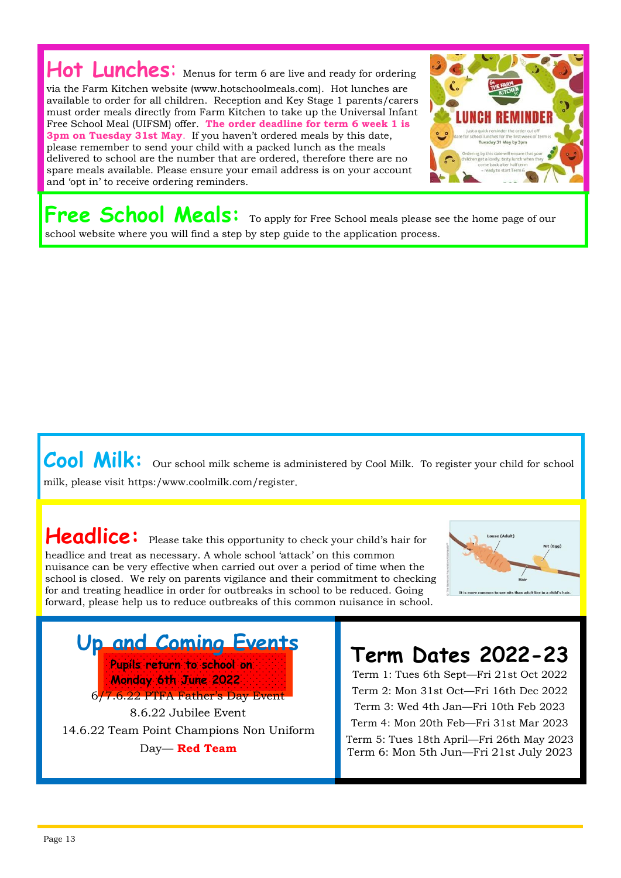## Hot Lunches:

Menus for term 6 are live and ready for ordering via the Farm Kitchen website (www.hotschoolmeals.com). Hot lunches are available to order for all children. Reception and Key Stage 1 parents/carers must order meals directly from Farm Kitchen to take up the Universal Infant Free School Meal (UIFSM) offer. **The order deadline for term 6 week 1 is 3pm on Tuesday 31st May**. If you haven't ordered meals by this date, please remember to send your child with a packed lunch as the meals delivered to school are the number that are ordered, therefore there are no spare meals available. Please ensure your email address is on your account and 'opt in' to receive ordering reminders.

## Free School Meals:

To apply for Free School meals please see the home page of our school website where you will find a step by step guide to the application process.

## Cool Milk:

Our school milk scheme is administered by Cool Milk. To register your child for school milk, please visit https:/www.coolmilk.com/register.

## Headlice:

Please take this opportunity to check your child's hair for headlice and treat as necessary. A whole school 'attack' on this common nuisance can be very effective when carried out over a period of time when the school is closed. We rely on parents vigilance and their commitment to checking for and treating headlice in order for outbreaks in school to be reduced. Going forward, please help us to reduce outbreaks of this common nuisance in school.

## Up and Coming Events

**Pupils return to school on Monday 6th June 2022**

6/7.6.22 PTFA Father's Day Event

8.6.22 Jubilee Event

14.6.22 Team Point Champions Non Uniform Day— **Red Team**

## Term Dates 2022-23

Term 1: Tues 6th Sept—Fri 21st Oct 2022

Term 2: Mon 31st Oct—Fri 16th Dec 2022

Term 3: Wed 4th Jan—Fri 10th Feb 2023

Term 4: Mon 20th Feb—Fri 31st Mar 2023

Term 5: Tues 18th April—Fri 26th May 2023

Term 6: Mon 5th Jun—Fri 21st July 2023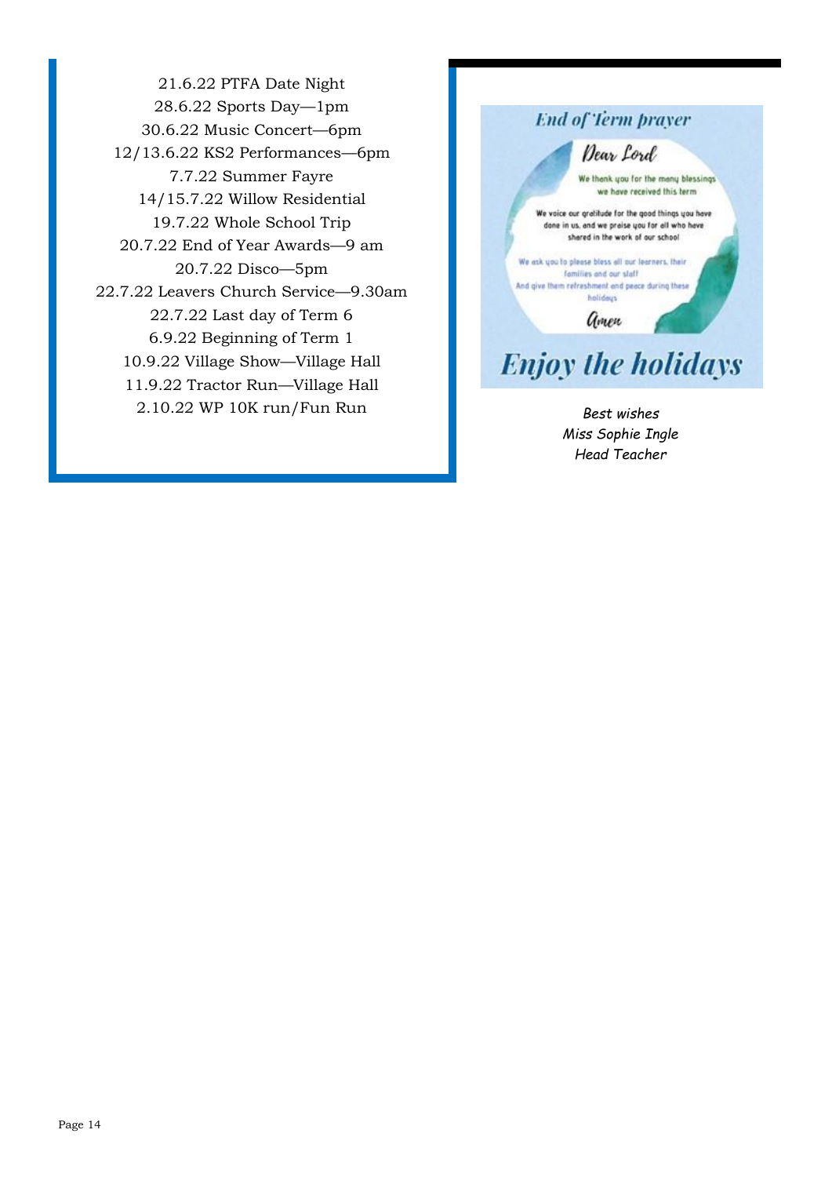21.6.22 PTFA Date Night
28.6.22 Sports Day—1pm
30.6.22 Music Concert—6pm
12/13.6.22 KS2 Performances—6pm
7.7.22 Summer Fayre
14/15.7.22 Willow Residential
19.7.22 Whole School Trip
20.7.22 End of Year Awards—9 am
20.7.22 Disco—5pm
22.7.22 Leavers Church Service—9.30am
22.7.22 Last day of Term 6
6.9.22 Beginning of Term 1
10.9.22 Village Show—Village Hall
11.9.22 Tractor Run—Village Hall
2.10.22 WP 10K run/Fun Run

## End of Term prayer

Dear Lord

We thank you for the many blessings we have received this term

We voice our gratitude for the good things you have done in us, and we praise you for all who have shared in the work of our school

We ask you to please bless all our learners, their families and our staff
And give them refreshment and peace during these holidays

Amen

## Enjoy the holidays

*Best wishes*
*Miss Sophie Ingle*
*Head Teacher*